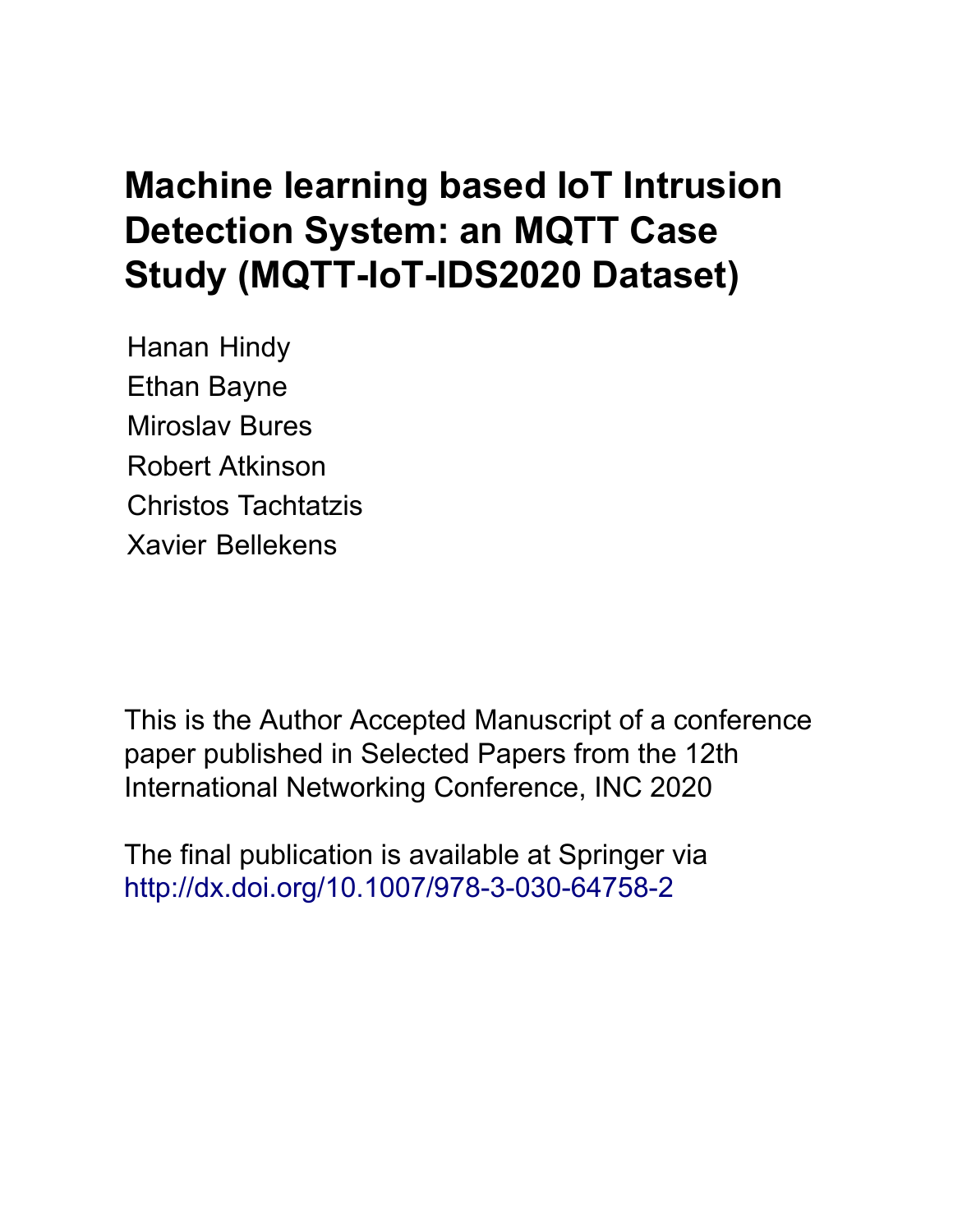# Machine learning based IoT Intrusion Detection System: an MQTT Case Study (MQTT-IoT-IDS2020 Dataset)

Hanan Hindy
Ethan Bayne
Miroslav Bures
Robert Atkinson
Christos Tachtatzis
Xavier Bellekens

This is the Author Accepted Manuscript of a conference paper published in Selected Papers from the 12th International Networking Conference, INC 2020

The final publication is available at Springer via http://dx.doi.org/10.1007/978-3-030-64758-2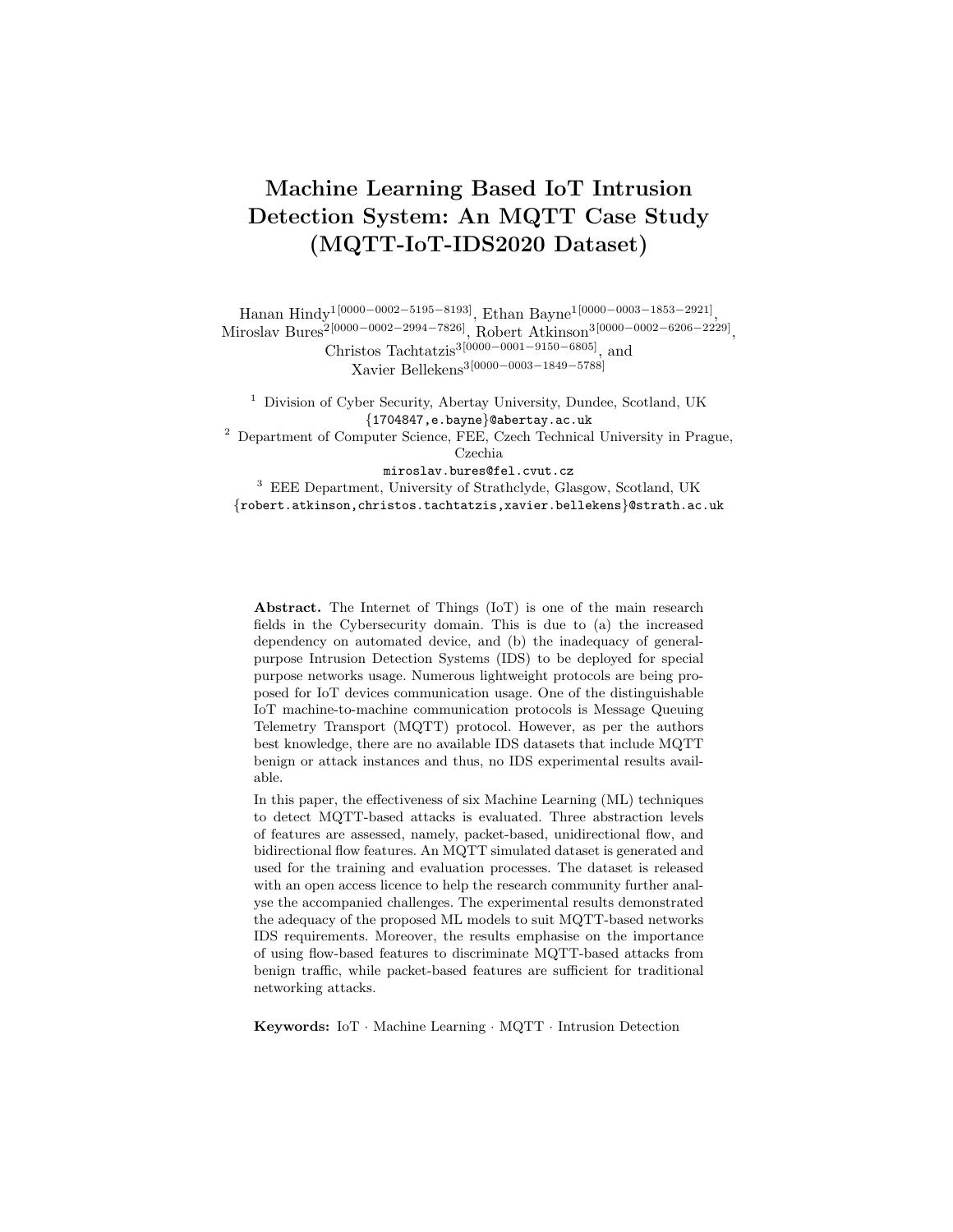# Machine Learning Based IoT Intrusion Detection System: An MQTT Case Study (MQTT-IoT-IDS2020 Dataset)

Hanan Hindy[1][0000−0002−5195−8193], Ethan Bayne[1][0000−0003−1853−2921], Miroslav Bures[2][0000−0002−2994−7826], Robert Atkinson[3][0000−0002−6206−2229], Christos Tachtatzis[3][0000−0001−9150−6805], and Xavier Bellekens[3][0000−0003−1849−5788]

[1] Division of Cyber Security, Abertay University, Dundee, Scotland, UK
{1704847,e.bayne}@abertay.ac.uk

[2] Department of Computer Science, FEE, Czech Technical University in Prague, Czechia
miroslav.bures@fel.cvut.cz

[3] EEE Department, University of Strathclyde, Glasgow, Scotland, UK
{robert.atkinson,christos.tachtatzis,xavier.bellekens}@strath.ac.uk

**Abstract.** The Internet of Things (IoT) is one of the main research fields in the Cybersecurity domain. This is due to (a) the increased dependency on automated device, and (b) the inadequacy of general-purpose Intrusion Detection Systems (IDS) to be deployed for special purpose networks usage. Numerous lightweight protocols are being proposed for IoT devices communication usage. One of the distinguishable IoT machine-to-machine communication protocols is Message Queuing Telemetry Transport (MQTT) protocol. However, as per the authors best knowledge, there are no available IDS datasets that include MQTT benign or attack instances and thus, no IDS experimental results available.

In this paper, the effectiveness of six Machine Learning (ML) techniques to detect MQTT-based attacks is evaluated. Three abstraction levels of features are assessed, namely, packet-based, unidirectional flow, and bidirectional flow features. An MQTT simulated dataset is generated and used for the training and evaluation processes. The dataset is released with an open access licence to help the research community further analyse the accompanied challenges. The experimental results demonstrated the adequacy of the proposed ML models to suit MQTT-based networks IDS requirements. Moreover, the results emphasise on the importance of using flow-based features to discriminate MQTT-based attacks from benign traffic, while packet-based features are sufficient for traditional networking attacks.

**Keywords:** IoT · Machine Learning · MQTT · Intrusion Detection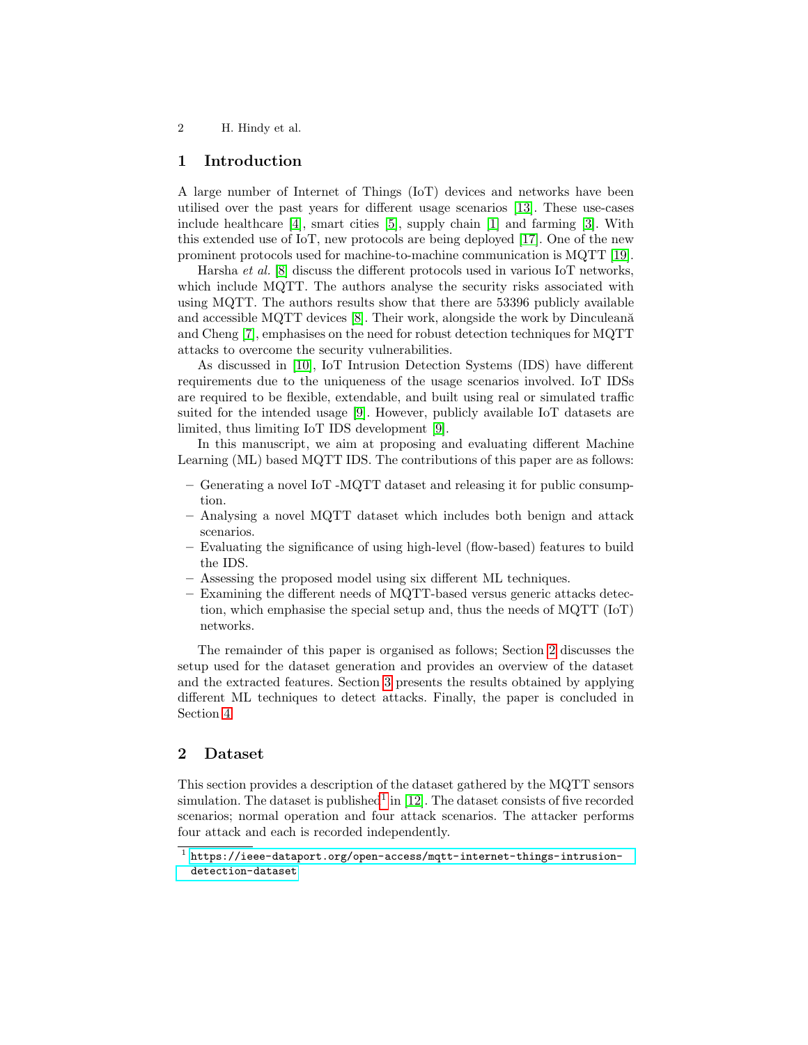## 1 Introduction

A large number of Internet of Things (IoT) devices and networks have been utilised over the past years for different usage scenarios [13]. These use-cases include healthcare [4], smart cities [5], supply chain [1] and farming [3]. With this extended use of IoT, new protocols are being deployed [17]. One of the new prominent protocols used for machine-to-machine communication is MQTT [19].

Harsha *et al.* [8] discuss the different protocols used in various IoT networks, which include MQTT. The authors analyse the security risks associated with using MQTT. The authors results show that there are 53396 publicly available and accessible MQTT devices [8]. Their work, alongside the work by Dinculeană and Cheng [7], emphasises on the need for robust detection techniques for MQTT attacks to overcome the security vulnerabilities.

As discussed in [10], IoT Intrusion Detection Systems (IDS) have different requirements due to the uniqueness of the usage scenarios involved. IoT IDSs are required to be flexible, extendable, and built using real or simulated traffic suited for the intended usage [9]. However, publicly available IoT datasets are limited, thus limiting IoT IDS development [9].

In this manuscript, we aim at proposing and evaluating different Machine Learning (ML) based MQTT IDS. The contributions of this paper are as follows:

- Generating a novel IoT -MQTT dataset and releasing it for public consumption.
- Analysing a novel MQTT dataset which includes both benign and attack scenarios.
- Evaluating the significance of using high-level (flow-based) features to build the IDS.
- Assessing the proposed model using six different ML techniques.
- Examining the different needs of MQTT-based versus generic attacks detection, which emphasise the special setup and, thus the needs of MQTT (IoT) networks.

The remainder of this paper is organised as follows; Section 2 discusses the setup used for the dataset generation and provides an overview of the dataset and the extracted features. Section 3 presents the results obtained by applying different ML techniques to detect attacks. Finally, the paper is concluded in Section 4.

## 2 Dataset

This section provides a description of the dataset gathered by the MQTT sensors simulation. The dataset is published[1] in [12]. The dataset consists of five recorded scenarios; normal operation and four attack scenarios. The attacker performs four attack and each is recorded independently.

[1] https://ieee-dataport.org/open-access/mqtt-internet-things-intrusion-detection-dataset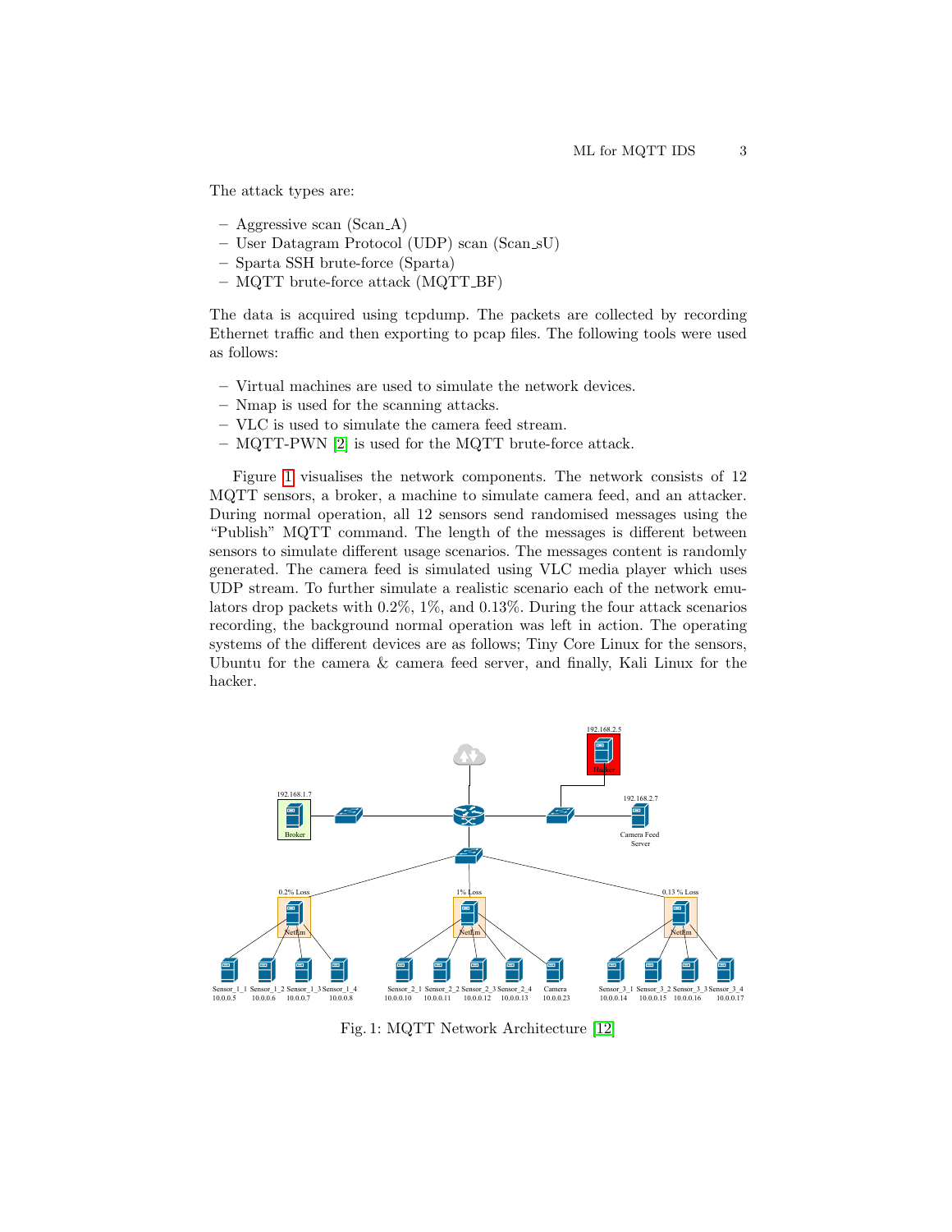The attack types are:

- Aggressive scan (Scan_A)
- User Datagram Protocol (UDP) scan (Scan_sU)
- Sparta SSH brute-force (Sparta)
- MQTT brute-force attack (MQTT_BF)

The data is acquired using tcpdump. The packets are collected by recording Ethernet traffic and then exporting to pcap files. The following tools were used as follows:

- Virtual machines are used to simulate the network devices.
- Nmap is used for the scanning attacks.
- VLC is used to simulate the camera feed stream.
- MQTT-PWN [2] is used for the MQTT brute-force attack.

Figure 1 visualises the network components. The network consists of 12 MQTT sensors, a broker, a machine to simulate camera feed, and an attacker. During normal operation, all 12 sensors send randomised messages using the "Publish" MQTT command. The length of the messages is different between sensors to simulate different usage scenarios. The messages content is randomly generated. The camera feed is simulated using VLC media player which uses UDP stream. To further simulate a realistic scenario each of the network emulators drop packets with 0.2%, 1%, and 0.13%. During the four attack scenarios recording, the background normal operation was left in action. The operating systems of the different devices are as follows; Tiny Core Linux for the sensors, Ubuntu for the camera & camera feed server, and finally, Kali Linux for the hacker.

Fig. 1: MQTT Network Architecture [12]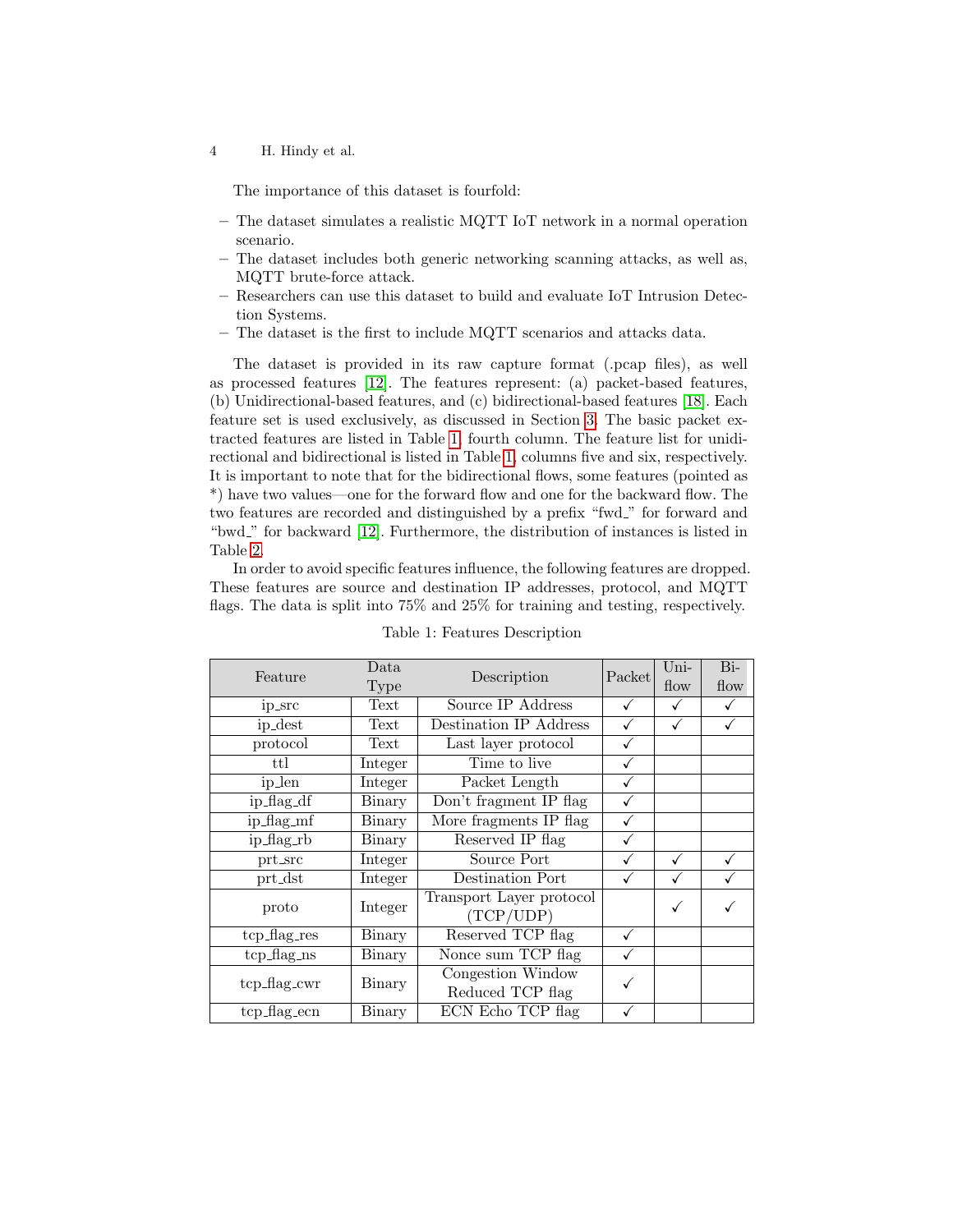The importance of this dataset is fourfold:

- The dataset simulates a realistic MQTT IoT network in a normal operation scenario.
- The dataset includes both generic networking scanning attacks, as well as, MQTT brute-force attack.
- Researchers can use this dataset to build and evaluate IoT Intrusion Detection Systems.
- The dataset is the first to include MQTT scenarios and attacks data.

The dataset is provided in its raw capture format (.pcap files), as well as processed features [12]. The features represent: (a) packet-based features, (b) Unidirectional-based features, and (c) bidirectional-based features [18]. Each feature set is used exclusively, as discussed in Section 3. The basic packet extracted features are listed in Table 1, fourth column. The feature list for unidirectional and bidirectional is listed in Table 1, columns five and six, respectively. It is important to note that for the bidirectional flows, some features (pointed as *) have two values—one for the forward flow and one for the backward flow. The two features are recorded and distinguished by a prefix "fwd_" for forward and "bwd_" for backward [12]. Furthermore, the distribution of instances is listed in Table 2.

In order to avoid specific features influence, the following features are dropped. These features are source and destination IP addresses, protocol, and MQTT flags. The data is split into 75% and 25% for training and testing, respectively.

Table 1: Features Description

| Feature | Data Type | Description | Packet | Uni-flow | Bi-flow |
|---|---|---|---|---|---|
| ip_src | Text | Source IP Address | ✓ | ✓ | ✓ |
| ip_dest | Text | Destination IP Address | ✓ | ✓ | ✓ |
| protocol | Text | Last layer protocol | ✓ | | |
| ttl | Integer | Time to live | ✓ | | |
| ip_len | Integer | Packet Length | ✓ | | |
| ip_flag_df | Binary | Don't fragment IP flag | ✓ | | |
| ip_flag_mf | Binary | More fragments IP flag | ✓ | | |
| ip_flag_rb | Binary | Reserved IP flag | ✓ | | |
| prt_src | Integer | Source Port | ✓ | ✓ | ✓ |
| prt_dst | Integer | Destination Port | ✓ | ✓ | ✓ |
| proto | Integer | Transport Layer protocol (TCP/UDP) | | ✓ | ✓ |
| tcp_flag_res | Binary | Reserved TCP flag | ✓ | | |
| tcp_flag_ns | Binary | Nonce sum TCP flag | ✓ | | |
| tcp_flag_cwr | Binary | Congestion Window Reduced TCP flag | ✓ | | |
| tcp_flag_ecn | Binary | ECN Echo TCP flag | ✓ | | |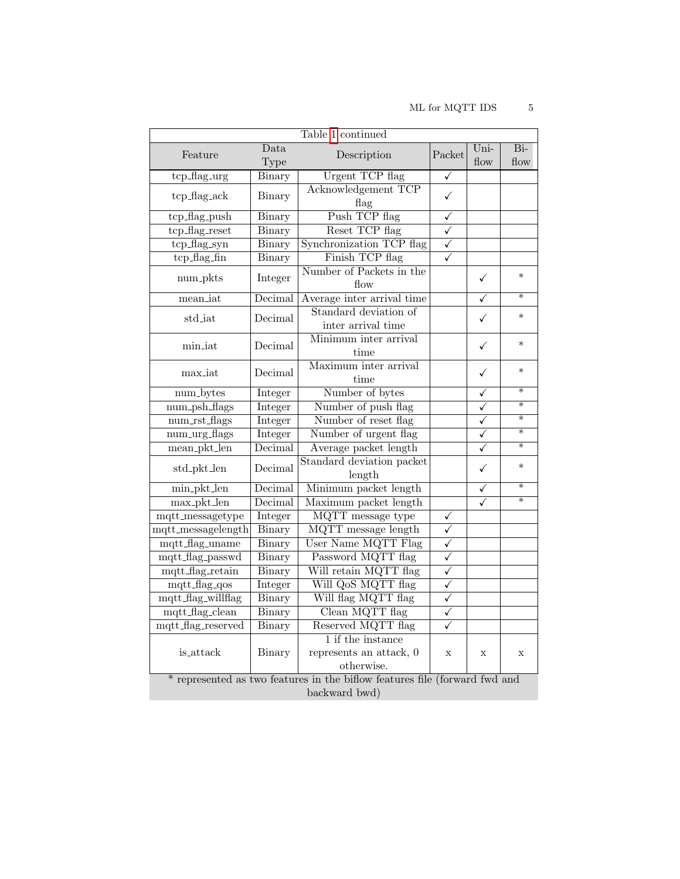| Table 1 continued | | | | | |
|---|---|---|---|---|---|
| Feature | Data Type | Description | Packet | Uni-flow | Bi-flow |
| tcp_flag_urg | Binary | Urgent TCP flag | ✓ | | |
| tcp_flag_ack | Binary | Acknowledgement TCP flag | ✓ | | |
| tcp_flag_push | Binary | Push TCP flag | ✓ | | |
| tcp_flag_reset | Binary | Reset TCP flag | ✓ | | |
| tcp_flag_syn | Binary | Synchronization TCP flag | ✓ | | |
| tcp_flag_fin | Binary | Finish TCP flag | ✓ | | |
| num_pkts | Integer | Number of Packets in the flow | | ✓ | * |
| mean_iat | Decimal | Average inter arrival time | | ✓ | * |
| std_iat | Decimal | Standard deviation of inter arrival time | | ✓ | * |
| min_iat | Decimal | Minimum inter arrival time | | ✓ | * |
| max_iat | Decimal | Maximum inter arrival time | | ✓ | * |
| num_bytes | Integer | Number of bytes | | ✓ | * |
| num_psh_flags | Integer | Number of push flag | | ✓ | * |
| num_rst_flags | Integer | Number of reset flag | | ✓ | * |
| num_urg_flags | Integer | Number of urgent flag | | ✓ | * |
| mean_pkt_len | Decimal | Average packet length | | ✓ | * |
| std_pkt_len | Decimal | Standard deviation packet length | | ✓ | * |
| min_pkt_len | Decimal | Minimum packet length | | ✓ | * |
| max_pkt_len | Decimal | Maximum packet length | | ✓ | * |
| mqtt_messagetype | Integer | MQTT message type | ✓ | | |
| mqtt_messagelength | Binary | MQTT message length | ✓ | | |
| mqtt_flag_uname | Binary | User Name MQTT Flag | ✓ | | |
| mqtt_flag_passwd | Binary | Password MQTT flag | ✓ | | |
| mqtt_flag_retain | Binary | Will retain MQTT flag | ✓ | | |
| mqtt_flag_qos | Integer | Will QoS MQTT flag | ✓ | | |
| mqtt_flag_willflag | Binary | Will flag MQTT flag | ✓ | | |
| mqtt_flag_clean | Binary | Clean MQTT flag | ✓ | | |
| mqtt_flag_reserved | Binary | Reserved MQTT flag | ✓ | | |
| is_attack | Binary | 1 if the instance represents an attack, 0 otherwise. | x | x | x |
| * represented as two features in the biflow features file (forward fwd and backward bwd) | | | | | |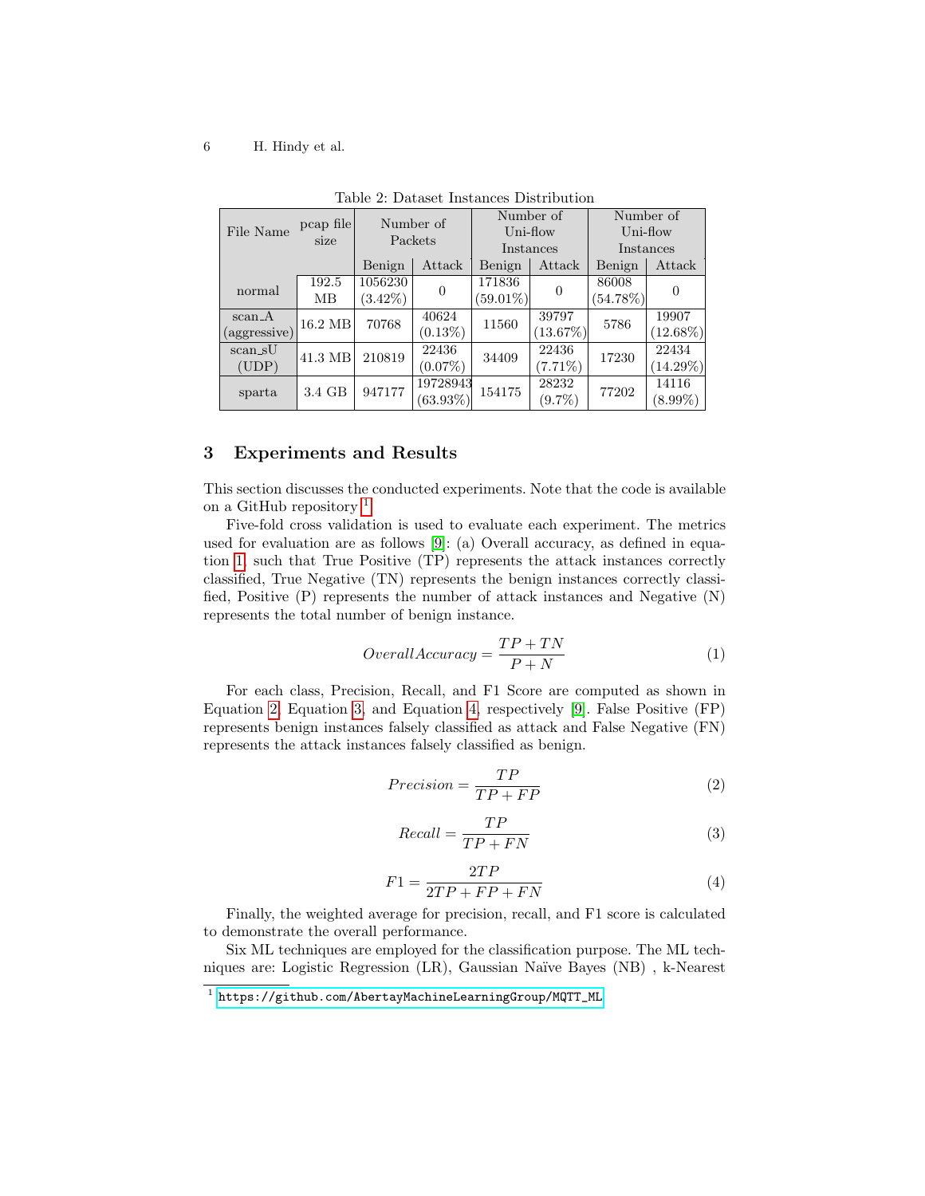Table 2: Dataset Instances Distribution

| File Name | pcap file size | Number of Packets | | Number of Uni-flow Instances | | Number of Uni-flow Instances | |
|---|---|---|---|---|---|---|---|
| | | Benign | Attack | Benign | Attack | Benign | Attack |
| normal | 192.5 MB | 1056230 (3.42%) | 0 | 171836 (59.01%) | 0 | 86008 (54.78%) | 0 |
| scan_A (aggressive) | 16.2 MB | 70768 | 40624 (0.13%) | 11560 | 39797 (13.67%) | 5786 | 19907 (12.68%) |
| scan_sU (UDP) | 41.3 MB | 210819 | 22436 (0.07%) | 34409 | 22436 (7.71%) | 17230 | 22434 (14.29%) |
| sparta | 3.4 GB | 947177 | 19728943 (63.93%) | 154175 | 28232 (9.7%) | 77202 | 14116 (8.99%) |

## 3 Experiments and Results

This section discusses the conducted experiments. Note that the code is available on a GitHub repository [1].

Five-fold cross validation is used to evaluate each experiment. The metrics used for evaluation are as follows [9]: (a) Overall accuracy, as defined in equation 1, such that True Positive (TP) represents the attack instances correctly classified, True Negative (TN) represents the benign instances correctly classified, Positive (P) represents the number of attack instances and Negative (N) represents the total number of benign instance.

$$OverallAccuracy = \frac{TP + TN}{P + N} \tag{1}$$

For each class, Precision, Recall, and F1 Score are computed as shown in Equation 2, Equation 3, and Equation 4, respectively [9]. False Positive (FP) represents benign instances falsely classified as attack and False Negative (FN) represents the attack instances falsely classified as benign.

$$Precision = \frac{TP}{TP + FP} \tag{2}$$

$$Recall = \frac{TP}{TP + FN} \tag{3}$$

$$F1 = \frac{2TP}{2TP + FP + FN} \tag{4}$$

Finally, the weighted average for precision, recall, and F1 score is calculated to demonstrate the overall performance.

Six ML techniques are employed for the classification purpose. The ML techniques are: Logistic Regression (LR), Gaussian Naïve Bayes (NB) , k-Nearest

[1] https://github.com/AbertayMachineLearningGroup/MQTT_ML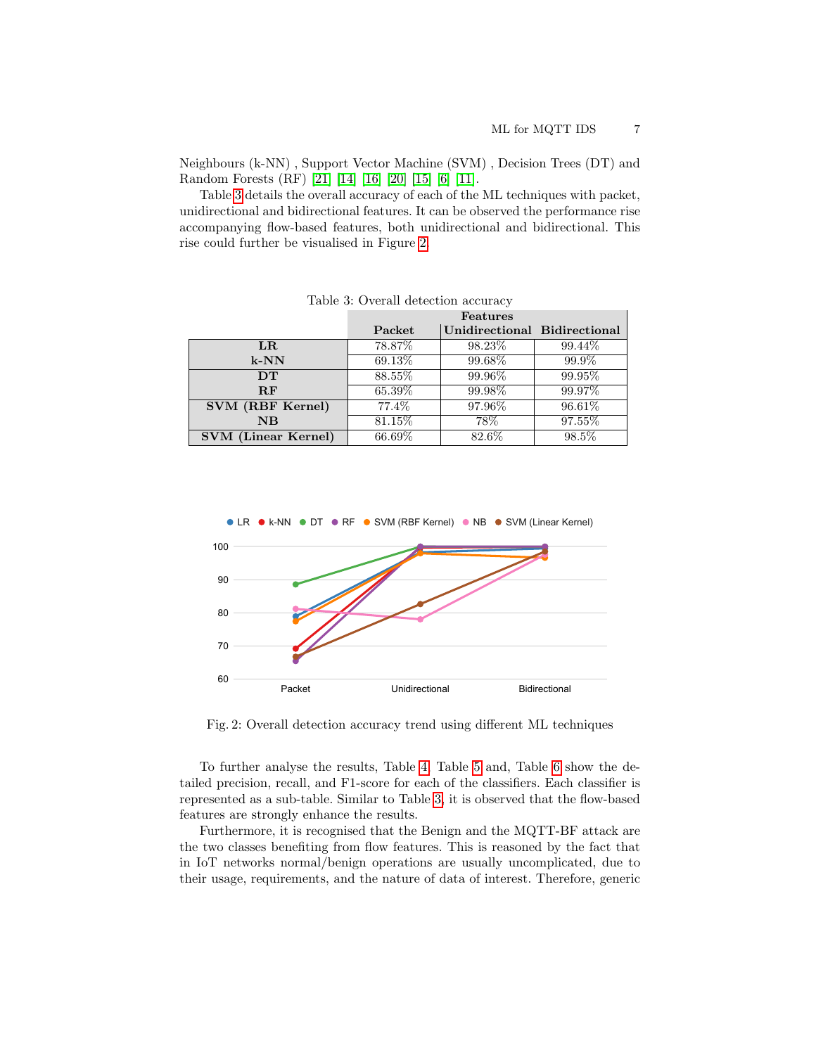Neighbours (k-NN) , Support Vector Machine (SVM) , Decision Trees (DT) and Random Forests (RF) [21] [14] [16] [20] [15] [6] [11].

Table 3 details the overall accuracy of each of the ML techniques with packet, unidirectional and bidirectional features. It can be observed the performance rise accompanying flow-based features, both unidirectional and bidirectional. This rise could further be visualised in Figure 2.

Table 3: Overall detection accuracy

| | **Features** | | |
|---|---|---|---|
| | **Packet** | **Unidirectional** | **Bidirectional** |
| **LR** | 78.87% | 98.23% | 99.44% |
| **k-NN** | 69.13% | 99.68% | 99.9% |
| **DT** | 88.55% | 99.96% | 99.95% |
| **RF** | 65.39% | 99.98% | 99.97% |
| **SVM (RBF Kernel)** | 77.4% | 97.96% | 96.61% |
| **NB** | 81.15% | 78% | 97.55% |
| **SVM (Linear Kernel)** | 66.69% | 82.6% | 98.5% |

Fig. 2: Overall detection accuracy trend using different ML techniques

To further analyse the results, Table 4, Table 5 and, Table 6 show the detailed precision, recall, and F1-score for each of the classifiers. Each classifier is represented as a sub-table. Similar to Table 3, it is observed that the flow-based features are strongly enhance the results.

Furthermore, it is recognised that the Benign and the MQTT-BF attack are the two classes benefiting from flow features. This is reasoned by the fact that in IoT networks normal/benign operations are usually uncomplicated, due to their usage, requirements, and the nature of data of interest. Therefore, generic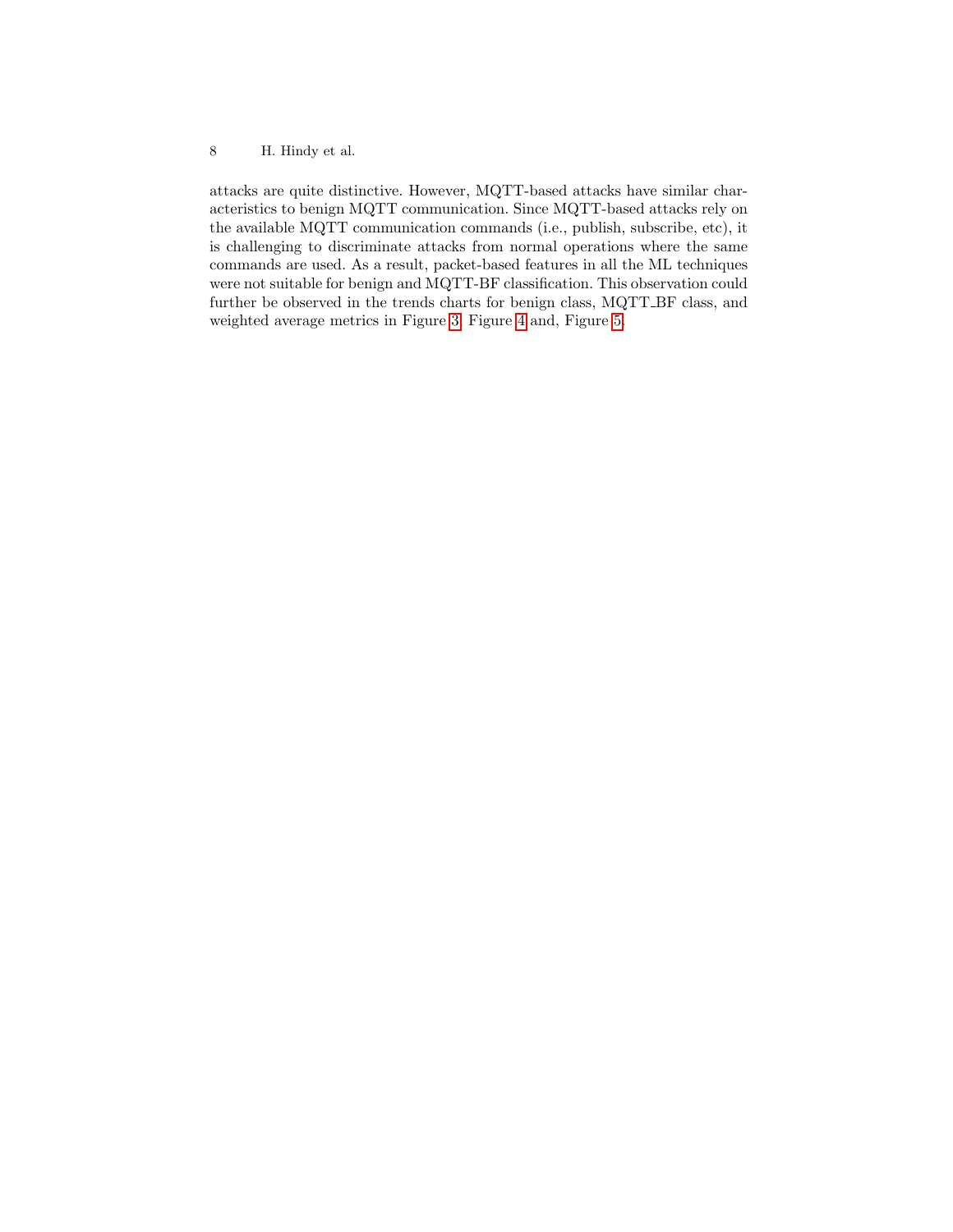attacks are quite distinctive. However, MQTT-based attacks have similar characteristics to benign MQTT communication. Since MQTT-based attacks rely on the available MQTT communication commands (i.e., publish, subscribe, etc), it is challenging to discriminate attacks from normal operations where the same commands are used. As a result, packet-based features in all the ML techniques were not suitable for benign and MQTT-BF classification. This observation could further be observed in the trends charts for benign class, MQTT_BF class, and weighted average metrics in Figure 3, Figure 4 and, Figure 5.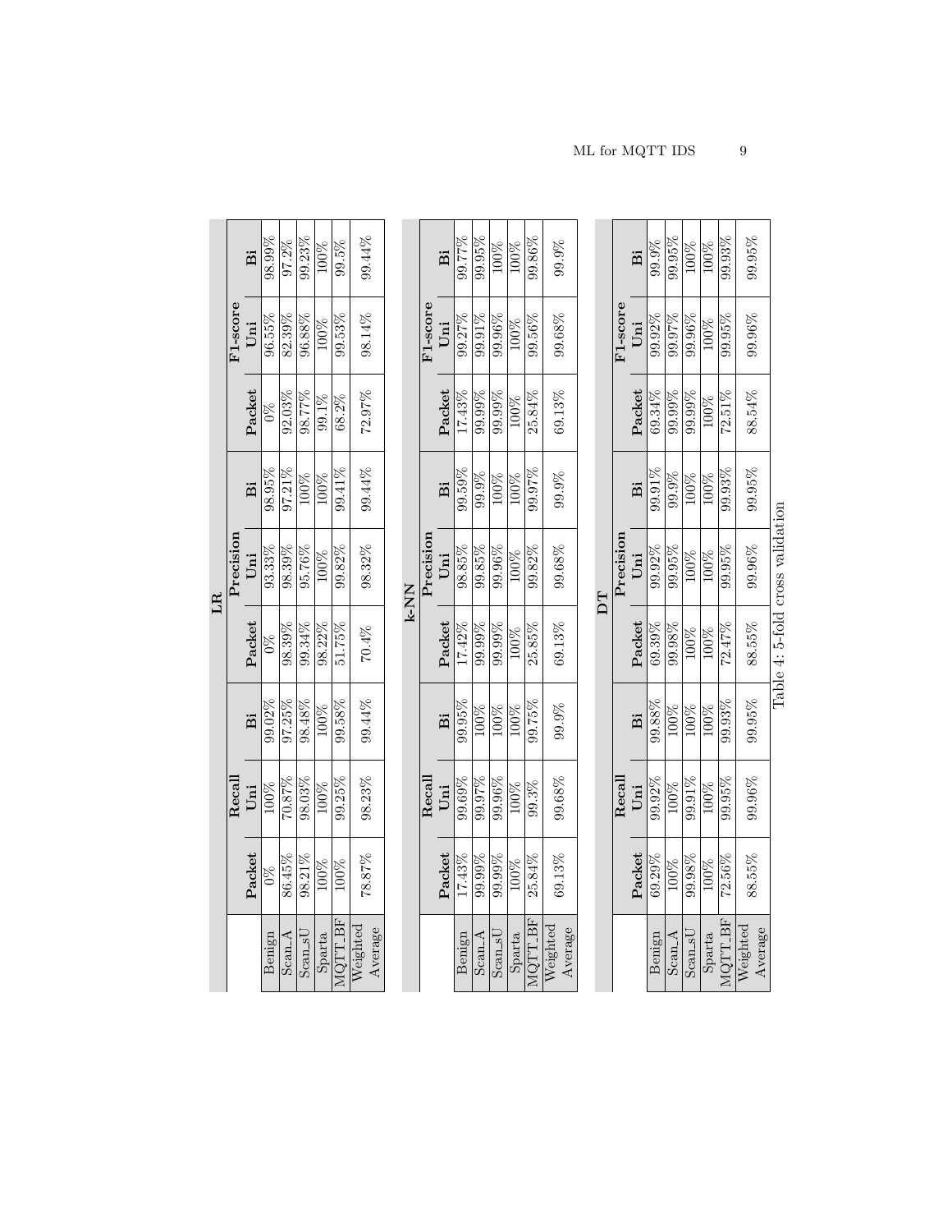**LR**

| | Recall | | | Precision | | | F1-score | | |
|---|---|---|---|---|---|---|---|---|---|
| | Packet | Uni | Bi | Packet | Uni | Bi | Packet | Uni | Bi |
| Benign | 0% | 100% | 99.02% | 0% | 93.33% | 98.95% | 0% | 96.55% | 98.99% |
| Scan_A | 86.45% | 70.87% | 97.25% | 98.39% | 98.39% | 97.21% | 92.03% | 82.39% | 97.2% |
| Scan_sU | 98.21% | 98.03% | 98.48% | 99.34% | 95.76% | 100% | 98.77% | 96.88% | 99.23% |
| Sparta | 100% | 100% | 100% | 98.22% | 100% | 100% | 99.1% | 100% | 100% |
| MQTT_BF | 100% | 99.25% | 99.58% | 51.75% | 99.82% | 99.41% | 68.2% | 99.53% | 99.5% |
| Weighted Average | 78.87% | 98.23% | 99.44% | 70.4% | 98.32% | 99.44% | 72.97% | 98.14% | 99.44% |

**k-NN**

| | Recall | | | Precision | | | F1-score | | |
|---|---|---|---|---|---|---|---|---|---|
| | Packet | Uni | Bi | Packet | Uni | Bi | Packet | Uni | Bi |
| Benign | 17.43% | 99.69% | 99.95% | 17.42% | 98.85% | 99.59% | 17.43% | 99.27% | 99.77% |
| Scan_A | 99.99% | 99.97% | 100% | 99.99% | 99.85% | 99.9% | 99.99% | 99.91% | 99.95% |
| Scan_sU | 99.99% | 99.96% | 100% | 99.99% | 99.96% | 100% | 99.99% | 99.96% | 100% |
| Sparta | 100% | 100% | 100% | 100% | 100% | 100% | 100% | 100% | 100% |
| MQTT_BF | 25.84% | 99.3% | 99.75% | 25.85% | 99.82% | 99.97% | 25.84% | 99.56% | 99.86% |
| Weighted Average | 69.13% | 99.68% | 99.9% | 69.13% | 99.68% | 99.9% | 69.13% | 99.68% | 99.9% |

**DT**

| | Recall | | | Precision | | | F1-score | | |
|---|---|---|---|---|---|---|---|---|---|
| | Packet | Uni | Bi | Packet | Uni | Bi | Packet | Uni | Bi |
| Benign | 69.29% | 99.92% | 99.88% | 69.39% | 99.92% | 99.91% | 69.34% | 99.92% | 99.9% |
| Scan_A | 100% | 100% | 100% | 99.98% | 99.95% | 99.9% | 99.99% | 99.97% | 99.95% |
| Scan_sU | 99.98% | 99.91% | 100% | 100% | 100% | 100% | 99.99% | 99.96% | 100% |
| Sparta | 100% | 100% | 100% | 100% | 100% | 100% | 100% | 100% | 100% |
| MQTT_BF | 72.56% | 99.95% | 99.93% | 72.47% | 99.95% | 99.93% | 72.51% | 99.95% | 99.93% |
| Weighted Average | 88.55% | 99.96% | 99.95% | 88.55% | 99.96% | 99.95% | 88.54% | 99.96% | 99.95% |

Table 4: 5-fold cross validation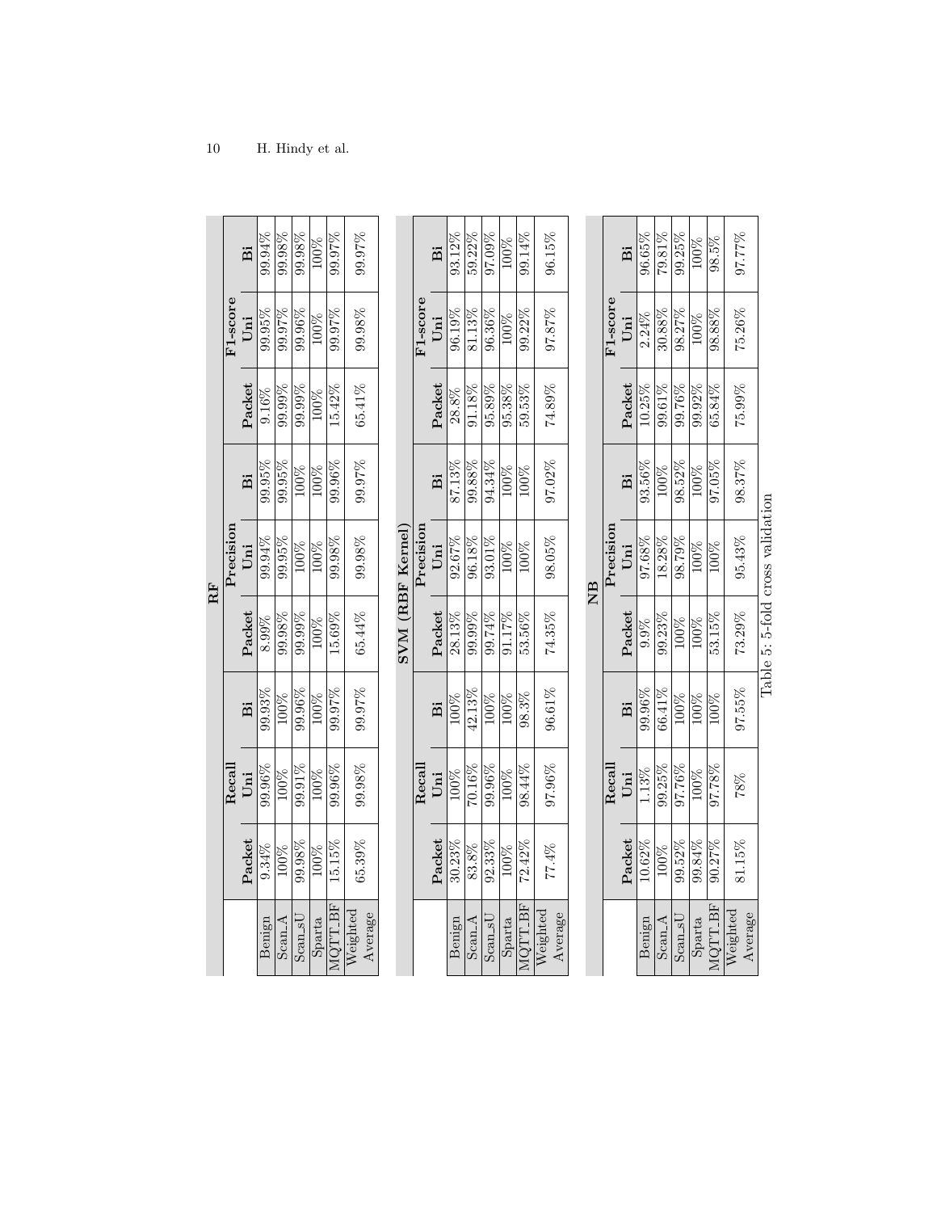| RF | | | | | | | | | |
|---|---|---|---|---|---|---|---|---|---|
| | Recall | | | Precision | | | F1-score | | |
| | Packet | Uni | Bi | Packet | Uni | Bi | Packet | Uni | Bi |
| Benign | 9.34% | 99.96% | 99.93% | 8.99% | 99.94% | 99.95% | 9.16% | 99.95% | 99.94% |
| Scan_A | 100% | 100% | 100% | 99.98% | 99.95% | 99.95% | 99.99% | 99.97% | 99.98% |
| Scan_sU | 99.98% | 99.91% | 99.96% | 99.99% | 100% | 100% | 99.99% | 99.96% | 99.98% |
| Sparta | 100% | 100% | 100% | 100% | 100% | 100% | 100% | 100% | 100% |
| MQTT_BF | 15.15% | 99.96% | 99.97% | 15.69% | 99.98% | 99.96% | 15.42% | 99.97% | 99.97% |
| Weighted Average | 65.39% | 99.98% | 99.97% | 65.44% | 99.98% | 99.97% | 65.41% | 99.98% | 99.97% |

| SVM (RBF Kernel) | | | | | | | | | |
|---|---|---|---|---|---|---|---|---|---|
| | Recall | | | Precision | | | F1-score | | |
| | Packet | Uni | Bi | Packet | Uni | Bi | Packet | Uni | Bi |
| Benign | 30.23% | 100% | 100% | 28.13% | 92.67% | 87.13% | 28.8% | 96.19% | 93.12% |
| Scan_A | 83.8% | 70.16% | 42.13% | 99.99% | 96.18% | 99.88% | 91.18% | 81.13% | 59.22% |
| Scan_sU | 92.33% | 99.96% | 100% | 99.74% | 93.01% | 94.34% | 95.89% | 96.36% | 97.09% |
| Sparta | 100% | 100% | 100% | 91.17% | 100% | 100% | 95.38% | 100% | 100% |
| MQTT_BF | 72.42% | 98.44% | 98.3% | 53.56% | 100% | 100% | 59.53% | 99.22% | 99.14% |
| Weighted Average | 77.4% | 97.96% | 96.61% | 74.35% | 98.05% | 97.02% | 74.89% | 97.87% | 96.15% |

| NB | | | | | | | | | |
|---|---|---|---|---|---|---|---|---|---|
| | Recall | | | Precision | | | F1-score | | |
| | Packet | Uni | Bi | Packet | Uni | Bi | Packet | Uni | Bi |
| Benign | 10.62% | 1.13% | 99.96% | 9.9% | 97.68% | 93.56% | 10.25% | 2.24% | 96.65% |
| Scan_A | 100% | 99.25% | 66.41% | 99.23% | 18.28% | 100% | 99.61% | 30.88% | 79.81% |
| Scan_sU | 99.52% | 97.76% | 100% | 100% | 98.79% | 98.52% | 99.76% | 98.27% | 99.25% |
| Sparta | 99.84% | 100% | 100% | 100% | 100% | 100% | 99.92% | 100% | 100% |
| MQTT_BF | 90.27% | 97.78% | 100% | 53.15% | 100% | 97.05% | 65.84% | 98.88% | 98.5% |
| Weighted Average | 81.15% | 78% | 97.55% | 73.29% | 95.43% | 98.37% | 75.99% | 75.26% | 97.77% |

Table 5: 5-fold cross validation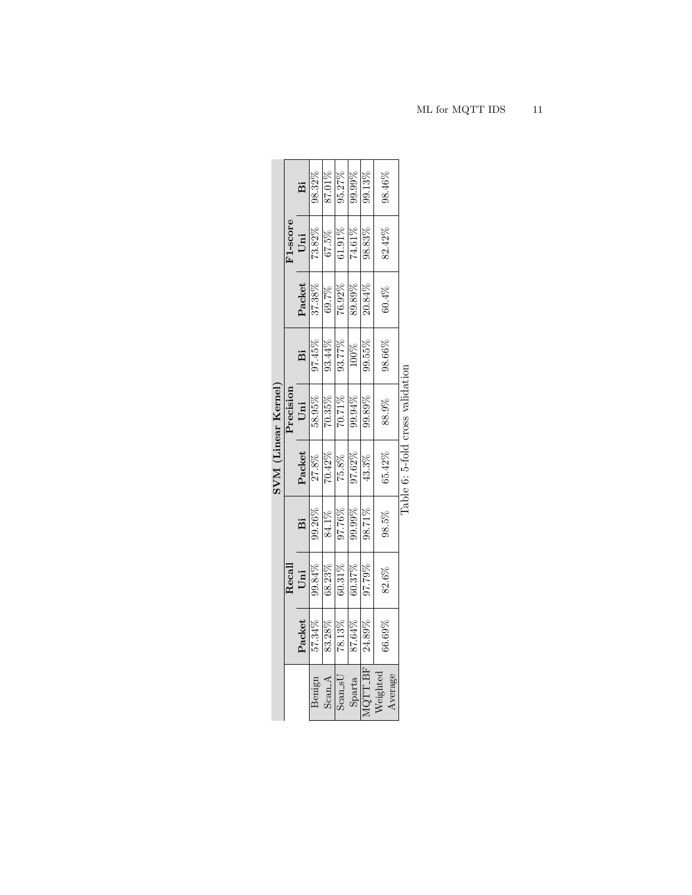| | SVM (Linear Kernel) | | | | | | | | |
|---|---|---|---|---|---|---|---|---|---|
| | Recall | | | Precision | | | F1-score | | |
| | Packet | Uni | Bi | Packet | Uni | Bi | Packet | Uni | Bi |
| Benign | 57.34% | 99.84% | 99.26% | 27.8% | 58.95% | 97.45% | 37.38% | 73.82% | 98.32% |
| Scan_A | 83.28% | 68.23% | 84.1% | 70.42% | 70.35% | 93.44% | 69.7% | 67.5% | 87.01% |
| Scan_sU | 78.13% | 60.31% | 97.76% | 75.8% | 70.71% | 93.77% | 76.92% | 61.91% | 95.27% |
| Sparta | 87.64% | 60.37% | 99.99% | 97.62% | 99.94% | 100% | 89.89% | 74.61% | 99.99% |
| MQTT_BF | 24.89% | 97.79% | 98.71% | 43.3% | 99.89% | 99.55% | 20.84% | 98.83% | 99.13% |
| Weighted Average | 66.69% | 82.6% | 98.5% | 65.42% | 88.9% | 98.66% | 60.4% | 82.42% | 98.46% |

Table 6: 5-fold cross validation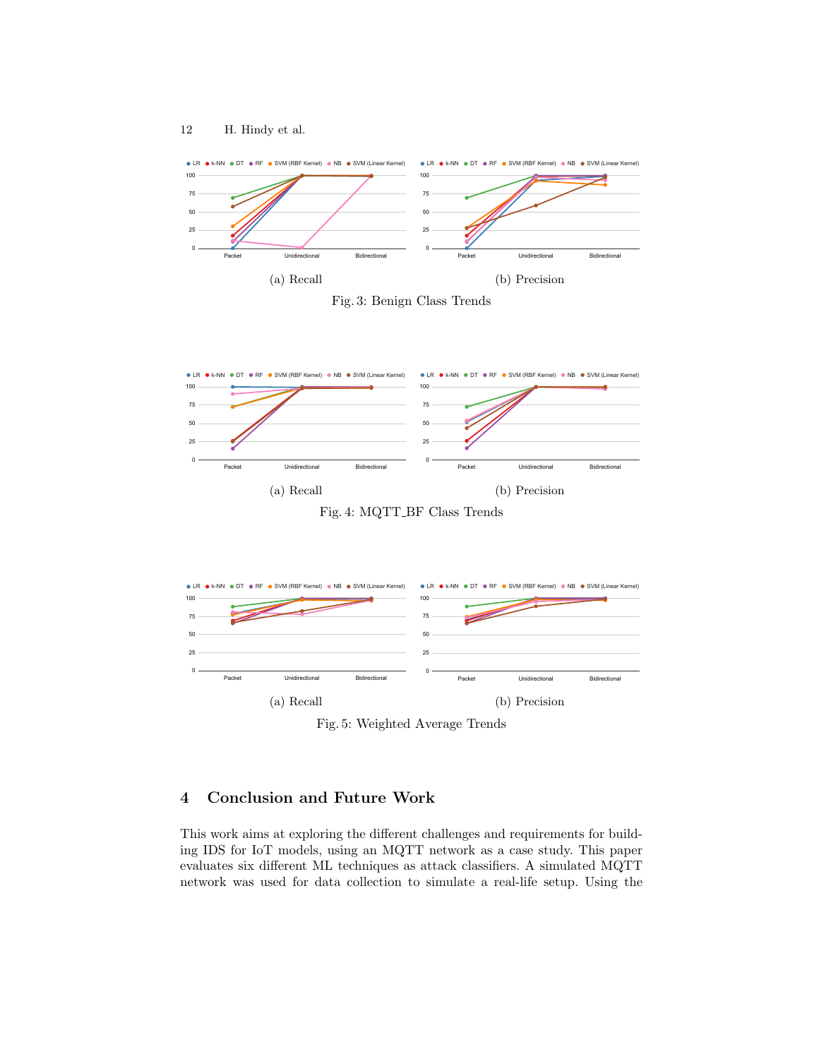(a) Recall

(b) Precision

Fig. 3: Benign Class Trends

(a) Recall

(b) Precision

Fig. 4: MQTT_BF Class Trends

(a) Recall

(b) Precision

Fig. 5: Weighted Average Trends

## 4 Conclusion and Future Work

This work aims at exploring the different challenges and requirements for building IDS for IoT models, using an MQTT network as a case study. This paper evaluates six different ML techniques as attack classifiers. A simulated MQTT network was used for data collection to simulate a real-life setup. Using the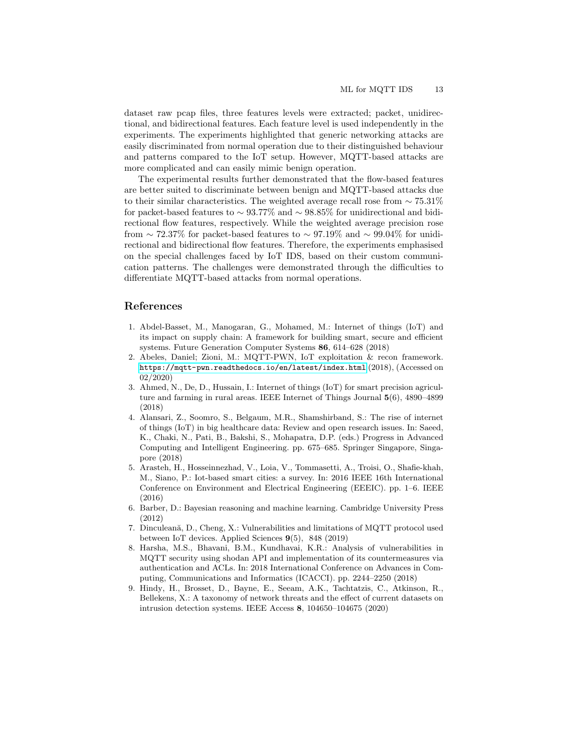dataset raw pcap files, three features levels were extracted; packet, unidirectional, and bidirectional features. Each feature level is used independently in the experiments. The experiments highlighted that generic networking attacks are easily discriminated from normal operation due to their distinguished behaviour and patterns compared to the IoT setup. However, MQTT-based attacks are more complicated and can easily mimic benign operation.

The experimental results further demonstrated that the flow-based features are better suited to discriminate between benign and MQTT-based attacks due to their similar characteristics. The weighted average recall rose from $\sim 75.31\%$ for packet-based features to $\sim 93.77\%$ and $\sim 98.85\%$ for unidirectional and bidirectional flow features, respectively. While the weighted average precision rose from $\sim 72.37\%$ for packet-based features to $\sim 97.19\%$ and $\sim 99.04\%$ for unidirectional and bidirectional flow features. Therefore, the experiments emphasised on the special challenges faced by IoT IDS, based on their custom communication patterns. The challenges were demonstrated through the difficulties to differentiate MQTT-based attacks from normal operations.

## References

1. Abdel-Basset, M., Manogaran, G., Mohamed, M.: Internet of things (IoT) and its impact on supply chain: A framework for building smart, secure and efficient systems. Future Generation Computer Systems **86**, 614–628 (2018)
2. Abeles, Daniel; Zioni, M.: MQTT-PWN, IoT exploitation & recon framework. `https://mqtt-pwn.readthedocs.io/en/latest/index.html` (2018), (Accessed on 02/2020)
3. Ahmed, N., De, D., Hussain, I.: Internet of things (IoT) for smart precision agriculture and farming in rural areas. IEEE Internet of Things Journal **5**(6), 4890–4899 (2018)
4. Alansari, Z., Soomro, S., Belgaum, M.R., Shamshirband, S.: The rise of internet of things (IoT) in big healthcare data: Review and open research issues. In: Saeed, K., Chaki, N., Pati, B., Bakshi, S., Mohapatra, D.P. (eds.) Progress in Advanced Computing and Intelligent Engineering. pp. 675–685. Springer Singapore, Singapore (2018)
5. Arasteh, H., Hosseinnezhad, V., Loia, V., Tommasetti, A., Troisi, O., Shafie-khah, M., Siano, P.: Iot-based smart cities: a survey. In: 2016 IEEE 16th International Conference on Environment and Electrical Engineering (EEEIC). pp. 1–6. IEEE (2016)
6. Barber, D.: Bayesian reasoning and machine learning. Cambridge University Press (2012)
7. Dinculeană, D., Cheng, X.: Vulnerabilities and limitations of MQTT protocol used between IoT devices. Applied Sciences **9**(5), 848 (2019)
8. Harsha, M.S., Bhavani, B.M., Kundhavai, K.R.: Analysis of vulnerabilities in MQTT security using shodan API and implementation of its countermeasures via authentication and ACLs. In: 2018 International Conference on Advances in Computing, Communications and Informatics (ICACCI). pp. 2244–2250 (2018)
9. Hindy, H., Brosset, D., Bayne, E., Seeam, A.K., Tachtatzis, C., Atkinson, R., Bellekens, X.: A taxonomy of network threats and the effect of current datasets on intrusion detection systems. IEEE Access **8**, 104650–104675 (2020)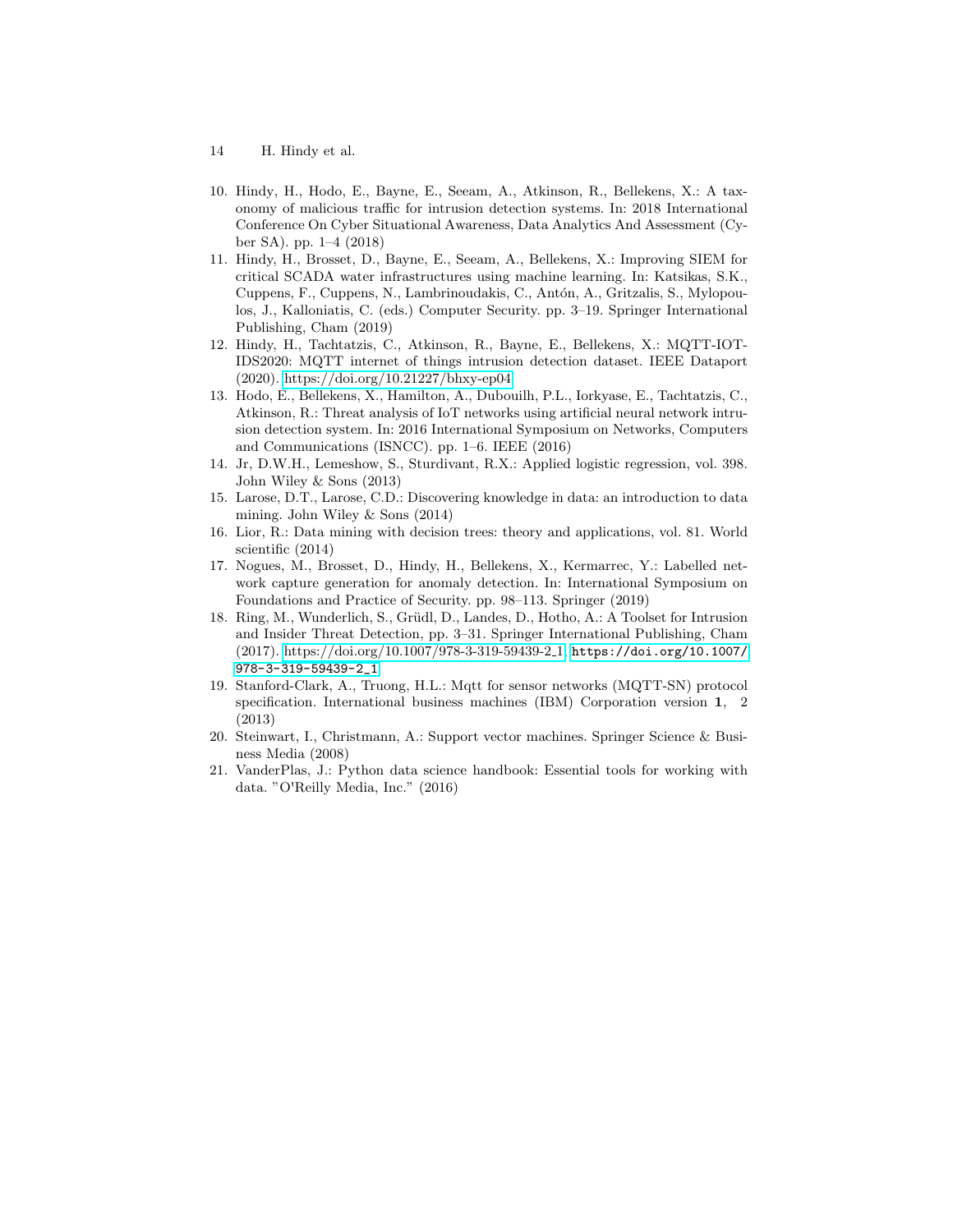10. Hindy, H., Hodo, E., Bayne, E., Seeam, A., Atkinson, R., Bellekens, X.: A taxonomy of malicious traffic for intrusion detection systems. In: 2018 International Conference On Cyber Situational Awareness, Data Analytics And Assessment (Cyber SA). pp. 1–4 (2018)
11. Hindy, H., Brosset, D., Bayne, E., Seeam, A., Bellekens, X.: Improving SIEM for critical SCADA water infrastructures using machine learning. In: Katsikas, S.K., Cuppens, F., Cuppens, N., Lambrinoudakis, C., Antón, A., Gritzalis, S., Mylopoulos, J., Kalloniatis, C. (eds.) Computer Security. pp. 3–19. Springer International Publishing, Cham (2019)
12. Hindy, H., Tachtatzis, C., Atkinson, R., Bayne, E., Bellekens, X.: MQTT-IOT-IDS2020: MQTT internet of things intrusion detection dataset. IEEE Dataport (2020). https://doi.org/10.21227/bhxy-ep04
13. Hodo, E., Bellekens, X., Hamilton, A., Dubouilh, P.L., Iorkyase, E., Tachtatzis, C., Atkinson, R.: Threat analysis of IoT networks using artificial neural network intrusion detection system. In: 2016 International Symposium on Networks, Computers and Communications (ISNCC). pp. 1–6. IEEE (2016)
14. Jr, D.W.H., Lemeshow, S., Sturdivant, R.X.: Applied logistic regression, vol. 398. John Wiley & Sons (2013)
15. Larose, D.T., Larose, C.D.: Discovering knowledge in data: an introduction to data mining. John Wiley & Sons (2014)
16. Lior, R.: Data mining with decision trees: theory and applications, vol. 81. World scientific (2014)
17. Nogues, M., Brosset, D., Hindy, H., Bellekens, X., Kermarrec, Y.: Labelled network capture generation for anomaly detection. In: International Symposium on Foundations and Practice of Security. pp. 98–113. Springer (2019)
18. Ring, M., Wunderlich, S., Grüdl, D., Landes, D., Hotho, A.: A Toolset for Intrusion and Insider Threat Detection, pp. 3–31. Springer International Publishing, Cham (2017). https://doi.org/10.1007/978-3-319-59439-2_1, https://doi.org/10.1007/978-3-319-59439-2_1
19. Stanford-Clark, A., Truong, H.L.: Mqtt for sensor networks (MQTT-SN) protocol specification. International business machines (IBM) Corporation version **1**, 2 (2013)
20. Steinwart, I., Christmann, A.: Support vector machines. Springer Science & Business Media (2008)
21. VanderPlas, J.: Python data science handbook: Essential tools for working with data. "O'Reilly Media, Inc." (2016)